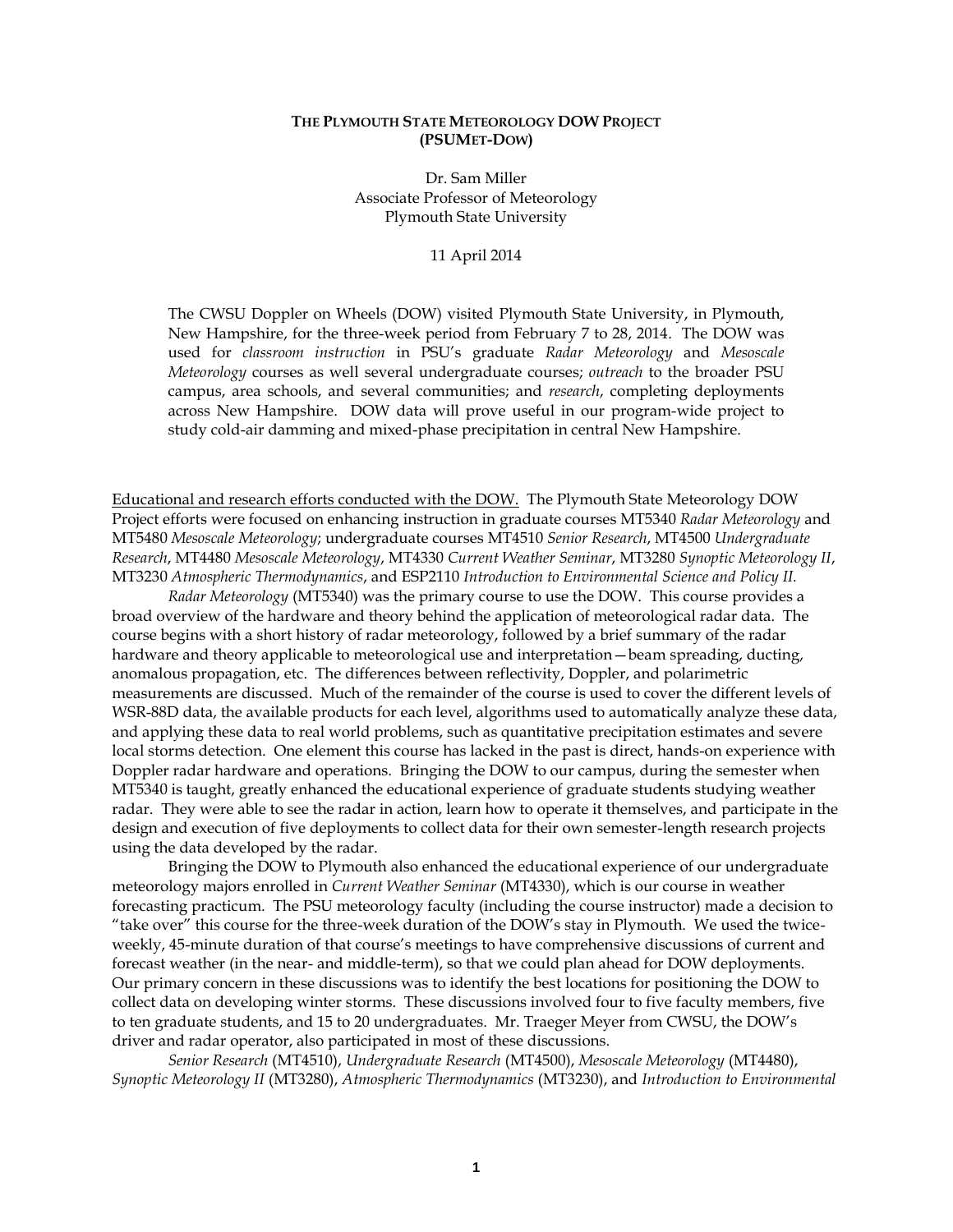# THE PLYMOUTH STATE METEOROLOGY DOW PROJECT (PSUMET-DOW)

Dr. Sam Miller
Associate Professor of Meteorology
Plymouth State University

11 April 2014

The CWSU Doppler on Wheels (DOW) visited Plymouth State University, in Plymouth, New Hampshire, for the three-week period from February 7 to 28, 2014. The DOW was used for *classroom instruction* in PSU's graduate *Radar Meteorology* and *Mesoscale Meteorology* courses as well several undergraduate courses; *outreach* to the broader PSU campus, area schools, and several communities; and *research*, completing deployments across New Hampshire. DOW data will prove useful in our program-wide project to study cold-air damming and mixed-phase precipitation in central New Hampshire.

Educational and research efforts conducted with the DOW. The Plymouth State Meteorology DOW Project efforts were focused on enhancing instruction in graduate courses MT5340 *Radar Meteorology* and MT5480 *Mesoscale Meteorology*; undergraduate courses MT4510 *Senior Research*, MT4500 *Undergraduate Research*, MT4480 *Mesoscale Meteorology*, MT4330 *Current Weather Seminar*, MT3280 *Synoptic Meteorology II*, MT3230 *Atmospheric Thermodynamics*, and ESP2110 *Introduction to Environmental Science and Policy II.*

*Radar Meteorology* (MT5340) was the primary course to use the DOW. This course provides a broad overview of the hardware and theory behind the application of meteorological radar data. The course begins with a short history of radar meteorology, followed by a brief summary of the radar hardware and theory applicable to meteorological use and interpretation—beam spreading, ducting, anomalous propagation, etc. The differences between reflectivity, Doppler, and polarimetric measurements are discussed. Much of the remainder of the course is used to cover the different levels of WSR-88D data, the available products for each level, algorithms used to automatically analyze these data, and applying these data to real world problems, such as quantitative precipitation estimates and severe local storms detection. One element this course has lacked in the past is direct, hands-on experience with Doppler radar hardware and operations. Bringing the DOW to our campus, during the semester when MT5340 is taught, greatly enhanced the educational experience of graduate students studying weather radar. They were able to see the radar in action, learn how to operate it themselves, and participate in the design and execution of five deployments to collect data for their own semester-length research projects using the data developed by the radar.

Bringing the DOW to Plymouth also enhanced the educational experience of our undergraduate meteorology majors enrolled in *Current Weather Seminar* (MT4330), which is our course in weather forecasting practicum. The PSU meteorology faculty (including the course instructor) made a decision to "take over" this course for the three-week duration of the DOW's stay in Plymouth. We used the twice-weekly, 45-minute duration of that course's meetings to have comprehensive discussions of current and forecast weather (in the near- and middle-term), so that we could plan ahead for DOW deployments. Our primary concern in these discussions was to identify the best locations for positioning the DOW to collect data on developing winter storms. These discussions involved four to five faculty members, five to ten graduate students, and 15 to 20 undergraduates. Mr. Traeger Meyer from CWSU, the DOW's driver and radar operator, also participated in most of these discussions.

*Senior Research* (MT4510), *Undergraduate Research* (MT4500), *Mesoscale Meteorology* (MT4480), *Synoptic Meteorology II* (MT3280), *Atmospheric Thermodynamics* (MT3230), and *Introduction to Environmental*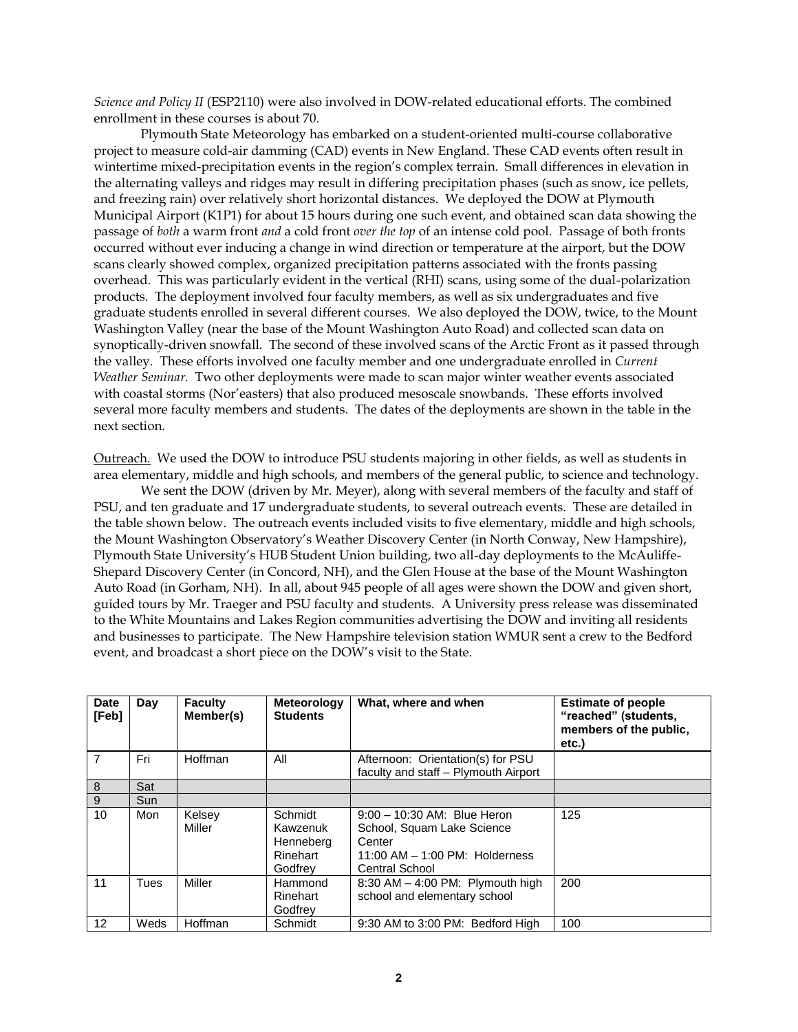*Science and Policy II* (ESP2110) were also involved in DOW-related educational efforts. The combined enrollment in these courses is about 70.

Plymouth State Meteorology has embarked on a student-oriented multi-course collaborative project to measure cold-air damming (CAD) events in New England. These CAD events often result in wintertime mixed-precipitation events in the region's complex terrain. Small differences in elevation in the alternating valleys and ridges may result in differing precipitation phases (such as snow, ice pellets, and freezing rain) over relatively short horizontal distances. We deployed the DOW at Plymouth Municipal Airport (K1P1) for about 15 hours during one such event, and obtained scan data showing the passage of *both* a warm front *and* a cold front *over the top* of an intense cold pool. Passage of both fronts occurred without ever inducing a change in wind direction or temperature at the airport, but the DOW scans clearly showed complex, organized precipitation patterns associated with the fronts passing overhead. This was particularly evident in the vertical (RHI) scans, using some of the dual-polarization products. The deployment involved four faculty members, as well as six undergraduates and five graduate students enrolled in several different courses. We also deployed the DOW, twice, to the Mount Washington Valley (near the base of the Mount Washington Auto Road) and collected scan data on synoptically-driven snowfall. The second of these involved scans of the Arctic Front as it passed through the valley. These efforts involved one faculty member and one undergraduate enrolled in *Current Weather Seminar.* Two other deployments were made to scan major winter weather events associated with coastal storms (Nor'easters) that also produced mesoscale snowbands. These efforts involved several more faculty members and students. The dates of the deployments are shown in the table in the next section.

Outreach. We used the DOW to introduce PSU students majoring in other fields, as well as students in area elementary, middle and high schools, and members of the general public, to science and technology.

We sent the DOW (driven by Mr. Meyer), along with several members of the faculty and staff of PSU, and ten graduate and 17 undergraduate students, to several outreach events. These are detailed in the table shown below. The outreach events included visits to five elementary, middle and high schools, the Mount Washington Observatory's Weather Discovery Center (in North Conway, New Hampshire), Plymouth State University's HUB Student Union building, two all-day deployments to the McAuliffe-Shepard Discovery Center (in Concord, NH), and the Glen House at the base of the Mount Washington Auto Road (in Gorham, NH). In all, about 945 people of all ages were shown the DOW and given short, guided tours by Mr. Traeger and PSU faculty and students. A University press release was disseminated to the White Mountains and Lakes Region communities advertising the DOW and inviting all residents and businesses to participate. The New Hampshire television station WMUR sent a crew to the Bedford event, and broadcast a short piece on the DOW's visit to the State.

| Date [Feb] | Day | Faculty Member(s) | Meteorology Students | What, where and when | Estimate of people "reached" (students, members of the public, etc.) |
|---|---|---|---|---|---|
| 7 | Fri | Hoffman | All | Afternoon: Orientation(s) for PSU faculty and staff – Plymouth Airport | |
| 8 | Sat | | | | |
| 9 | Sun | | | | |
| 10 | Mon | Kelsey<br>Miller | Schmidt<br>Kawzenuk<br>Henneberg<br>Rinehart<br>Godfrey | 9:00 – 10:30 AM: Blue Heron School, Squam Lake Science Center<br>11:00 AM – 1:00 PM: Holderness Central School | 125 |
| 11 | Tues | Miller | Hammond<br>Rinehart<br>Godfrey | 8:30 AM – 4:00 PM: Plymouth high school and elementary school | 200 |
| 12 | Weds | Hoffman | Schmidt | 9:30 AM to 3:00 PM: Bedford High | 100 |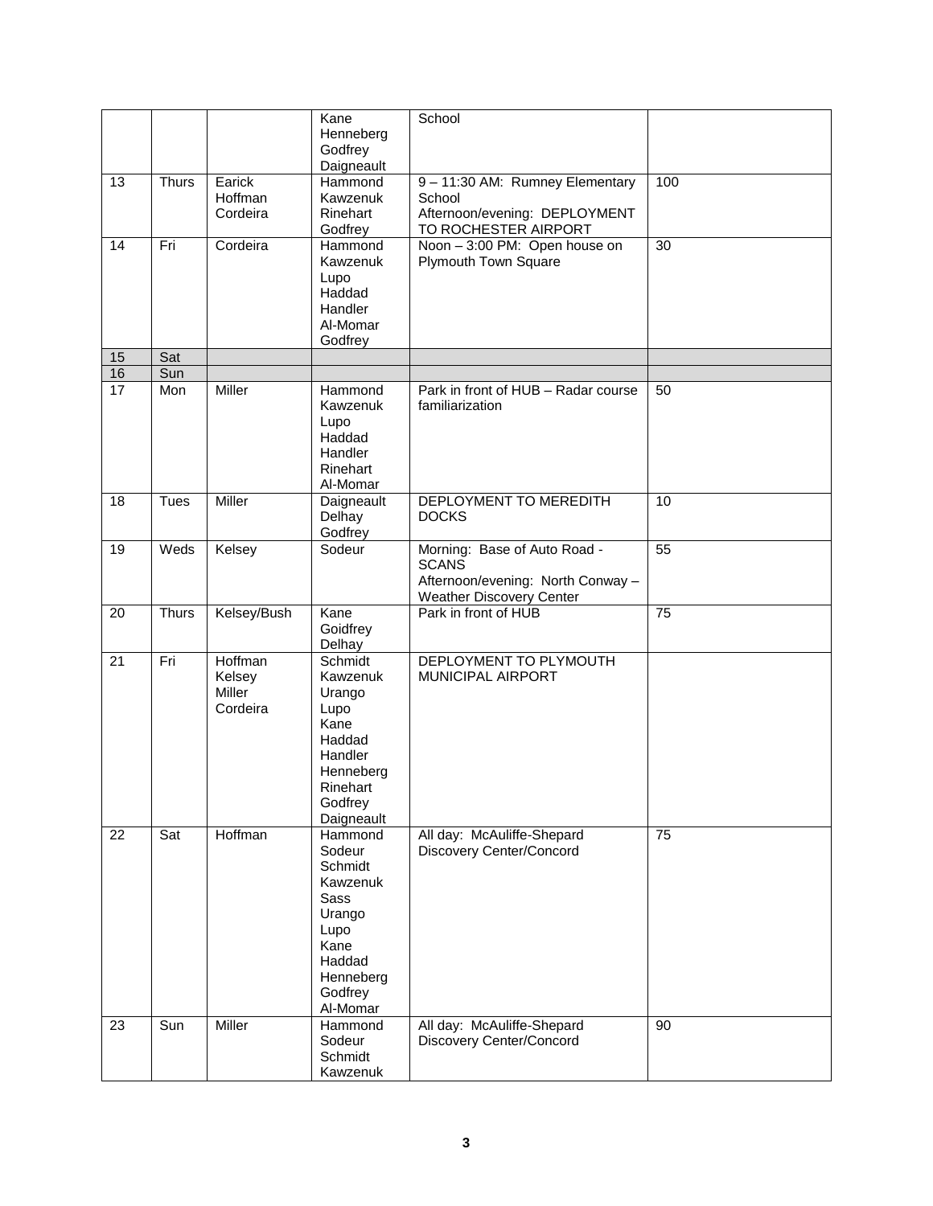| | | | | | |
|---|---|---|---|---|---|
| | | | Kane<br>Henneberg<br>Godfrey<br>Daigneault | School | |
| 13 | Thurs | Earick<br>Hoffman<br>Cordeira | Hammond<br>Kawzenuk<br>Rinehart<br>Godfrey | 9 – 11:30 AM: Rumney Elementary School<br>Afternoon/evening: DEPLOYMENT TO ROCHESTER AIRPORT | 100 |
| 14 | Fri | Cordeira | Hammond<br>Kawzenuk<br>Lupo<br>Haddad<br>Handler<br>Al-Momar<br>Godfrey | Noon – 3:00 PM: Open house on Plymouth Town Square | 30 |
| 15 | Sat | | | | |
| 16 | Sun | | | | |
| 17 | Mon | Miller | Hammond<br>Kawzenuk<br>Lupo<br>Haddad<br>Handler<br>Rinehart<br>Al-Momar | Park in front of HUB – Radar course familiarization | 50 |
| 18 | Tues | Miller | Daigneault<br>Delhay<br>Godfrey | DEPLOYMENT TO MEREDITH DOCKS | 10 |
| 19 | Weds | Kelsey | Sodeur | Morning: Base of Auto Road - SCANS<br>Afternoon/evening: North Conway – Weather Discovery Center | 55 |
| 20 | Thurs | Kelsey/Bush | Kane<br>Goidfrey<br>Delhay | Park in front of HUB | 75 |
| 21 | Fri | Hoffman<br>Kelsey<br>Miller<br>Cordeira | Schmidt<br>Kawzenuk<br>Urango<br>Lupo<br>Kane<br>Haddad<br>Handler<br>Henneberg<br>Rinehart<br>Godfrey<br>Daigneault | DEPLOYMENT TO PLYMOUTH MUNICIPAL AIRPORT | |
| 22 | Sat | Hoffman | Hammond<br>Sodeur<br>Schmidt<br>Kawzenuk<br>Sass<br>Urango<br>Lupo<br>Kane<br>Haddad<br>Henneberg<br>Godfrey<br>Al-Momar | All day: McAuliffe-Shepard Discovery Center/Concord | 75 |
| 23 | Sun | Miller | Hammond<br>Sodeur<br>Schmidt<br>Kawzenuk | All day: McAuliffe-Shepard Discovery Center/Concord | 90 |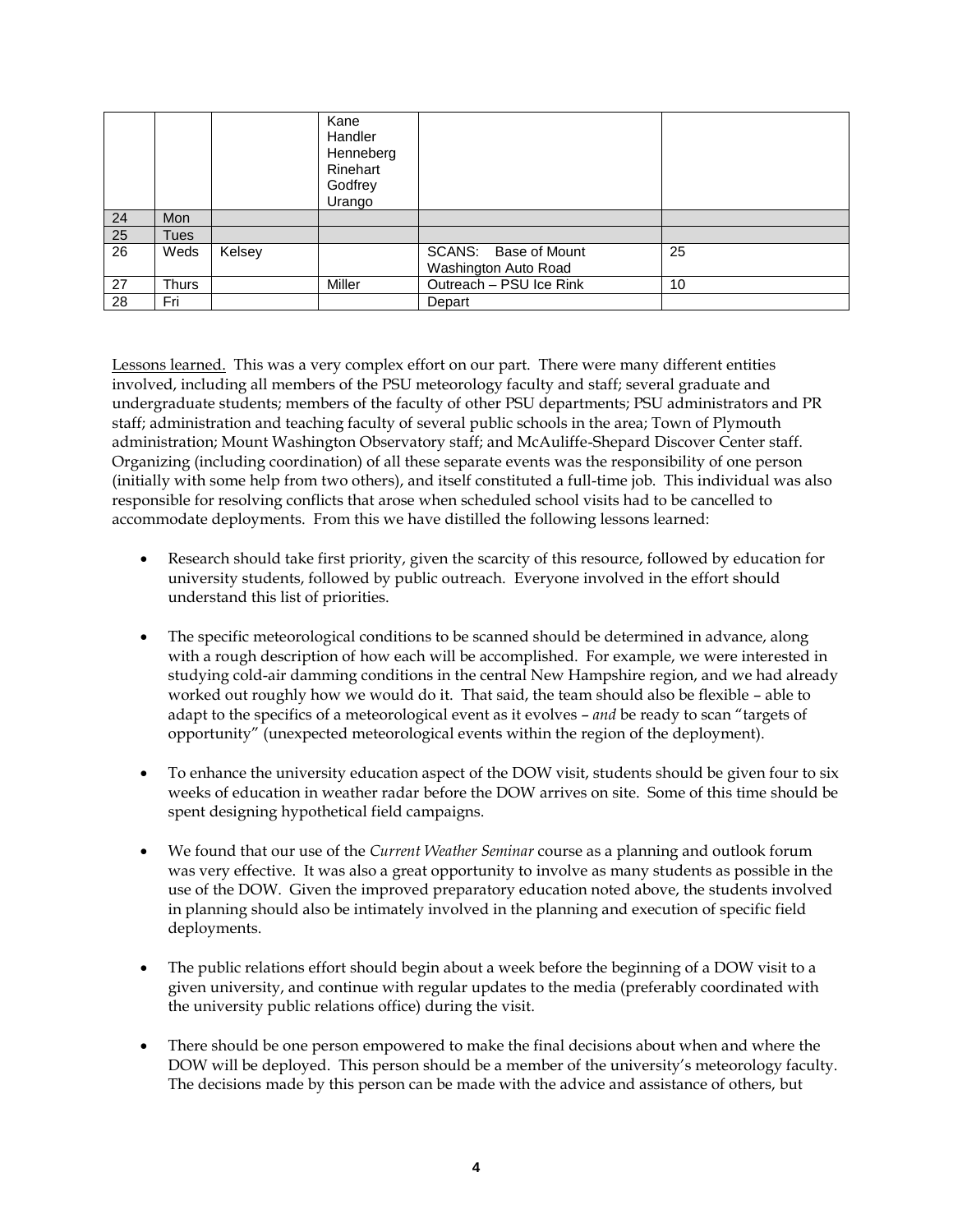|  |  |  | Kane<br>Handler<br>Henneberg<br>Rinehart<br>Godfrey<br>Urango |  |  |
|---|---|---|---|---|---|
| 24 | Mon |  |  |  |  |
| 25 | Tues |  |  |  |  |
| 26 | Weds | Kelsey |  | SCANS: Base of Mount Washington Auto Road | 25 |
| 27 | Thurs |  | Miller | Outreach – PSU Ice Rink | 10 |
| 28 | Fri |  |  | Depart |  |

Lessons learned. This was a very complex effort on our part. There were many different entities involved, including all members of the PSU meteorology faculty and staff; several graduate and undergraduate students; members of the faculty of other PSU departments; PSU administrators and PR staff; administration and teaching faculty of several public schools in the area; Town of Plymouth administration; Mount Washington Observatory staff; and McAuliffe-Shepard Discover Center staff. Organizing (including coordination) of all these separate events was the responsibility of one person (initially with some help from two others), and itself constituted a full-time job. This individual was also responsible for resolving conflicts that arose when scheduled school visits had to be cancelled to accommodate deployments. From this we have distilled the following lessons learned:

- Research should take first priority, given the scarcity of this resource, followed by education for university students, followed by public outreach. Everyone involved in the effort should understand this list of priorities.

- The specific meteorological conditions to be scanned should be determined in advance, along with a rough description of how each will be accomplished. For example, we were interested in studying cold-air damming conditions in the central New Hampshire region, and we had already worked out roughly how we would do it. That said, the team should also be flexible – able to adapt to the specifics of a meteorological event as it evolves – *and* be ready to scan "targets of opportunity" (unexpected meteorological events within the region of the deployment).

- To enhance the university education aspect of the DOW visit, students should be given four to six weeks of education in weather radar before the DOW arrives on site. Some of this time should be spent designing hypothetical field campaigns.

- We found that our use of the *Current Weather Seminar* course as a planning and outlook forum was very effective. It was also a great opportunity to involve as many students as possible in the use of the DOW. Given the improved preparatory education noted above, the students involved in planning should also be intimately involved in the planning and execution of specific field deployments.

- The public relations effort should begin about a week before the beginning of a DOW visit to a given university, and continue with regular updates to the media (preferably coordinated with the university public relations office) during the visit.

- There should be one person empowered to make the final decisions about when and where the DOW will be deployed. This person should be a member of the university's meteorology faculty. The decisions made by this person can be made with the advice and assistance of others, but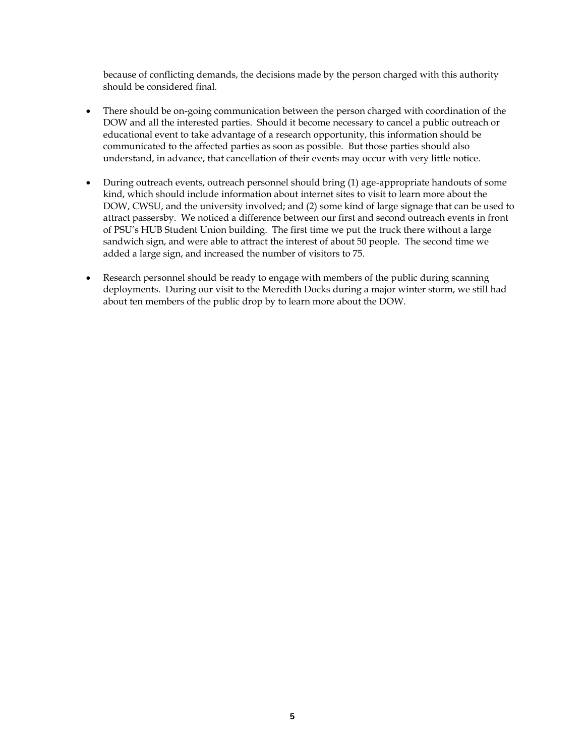because of conflicting demands, the decisions made by the person charged with this authority should be considered final.

- There should be on-going communication between the person charged with coordination of the DOW and all the interested parties. Should it become necessary to cancel a public outreach or educational event to take advantage of a research opportunity, this information should be communicated to the affected parties as soon as possible. But those parties should also understand, in advance, that cancellation of their events may occur with very little notice.

- During outreach events, outreach personnel should bring (1) age-appropriate handouts of some kind, which should include information about internet sites to visit to learn more about the DOW, CWSU, and the university involved; and (2) some kind of large signage that can be used to attract passersby. We noticed a difference between our first and second outreach events in front of PSU's HUB Student Union building. The first time we put the truck there without a large sandwich sign, and were able to attract the interest of about 50 people. The second time we added a large sign, and increased the number of visitors to 75.

- Research personnel should be ready to engage with members of the public during scanning deployments. During our visit to the Meredith Docks during a major winter storm, we still had about ten members of the public drop by to learn more about the DOW.